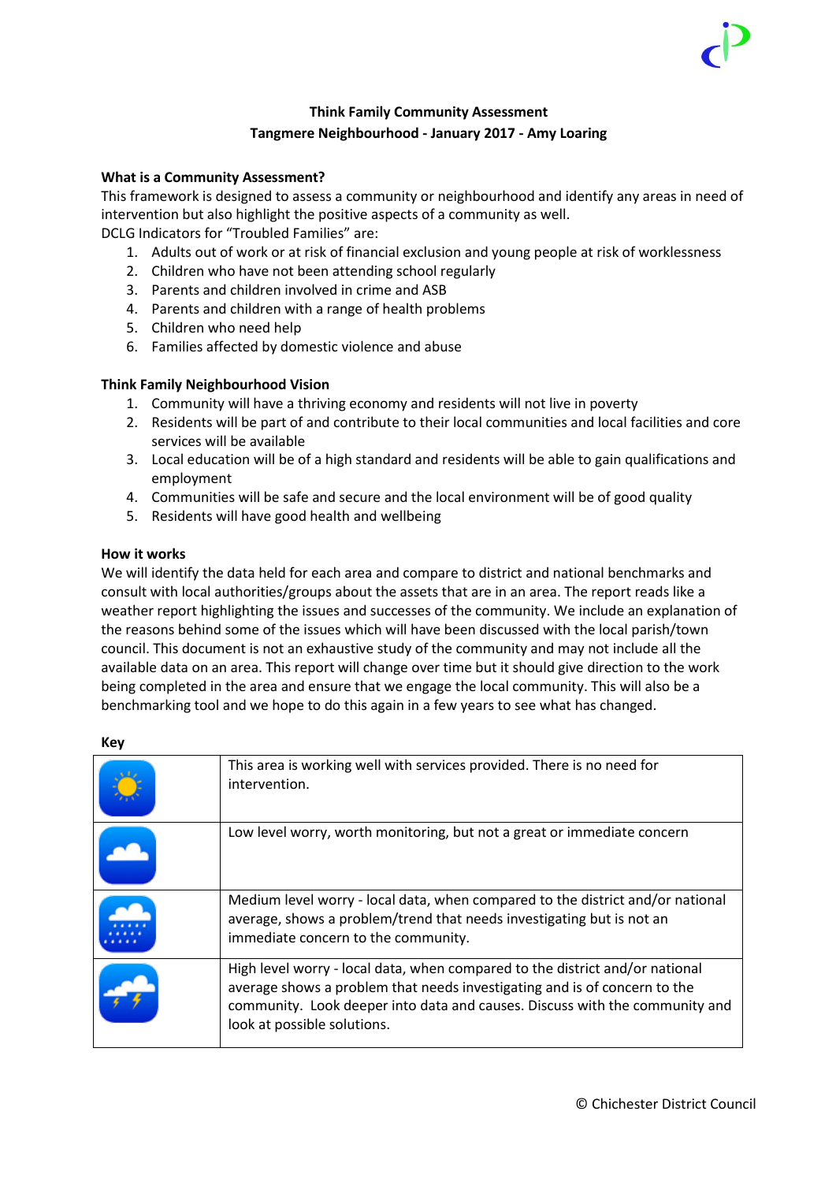# Think Family Community Assessment

## Tangmere Neighbourhood - January 2017 - Amy Loaring

### What is a Community Assessment?

This framework is designed to assess a community or neighbourhood and identify any areas in need of intervention but also highlight the positive aspects of a community as well.

DCLG Indicators for "Troubled Families" are:

1. Adults out of work or at risk of financial exclusion and young people at risk of worklessness
2. Children who have not been attending school regularly
3. Parents and children involved in crime and ASB
4. Parents and children with a range of health problems
5. Children who need help
6. Families affected by domestic violence and abuse

### Think Family Neighbourhood Vision

1. Community will have a thriving economy and residents will not live in poverty
2. Residents will be part of and contribute to their local communities and local facilities and core services will be available
3. Local education will be of a high standard and residents will be able to gain qualifications and employment
4. Communities will be safe and secure and the local environment will be of good quality
5. Residents will have good health and wellbeing

### How it works

We will identify the data held for each area and compare to district and national benchmarks and consult with local authorities/groups about the assets that are in an area. The report reads like a weather report highlighting the issues and successes of the community. We include an explanation of the reasons behind some of the issues which will have been discussed with the local parish/town council. This document is not an exhaustive study of the community and may not include all the available data on an area. This report will change over time but it should give direction to the work being completed in the area and ensure that we engage the local community. This will also be a benchmarking tool and we hope to do this again in a few years to see what has changed.

### Key

| | |
|---|---|
| Sun | This area is working well with services provided. There is no need for intervention. |
| Cloud | Low level worry, worth monitoring, but not a great or immediate concern |
| Rain | Medium level worry - local data, when compared to the district and/or national average, shows a problem/trend that needs investigating but is not an immediate concern to the community. |
| Storm | High level worry - local data, when compared to the district and/or national average shows a problem that needs investigating and is of concern to the community. Look deeper into data and causes. Discuss with the community and look at possible solutions. |

© Chichester District Council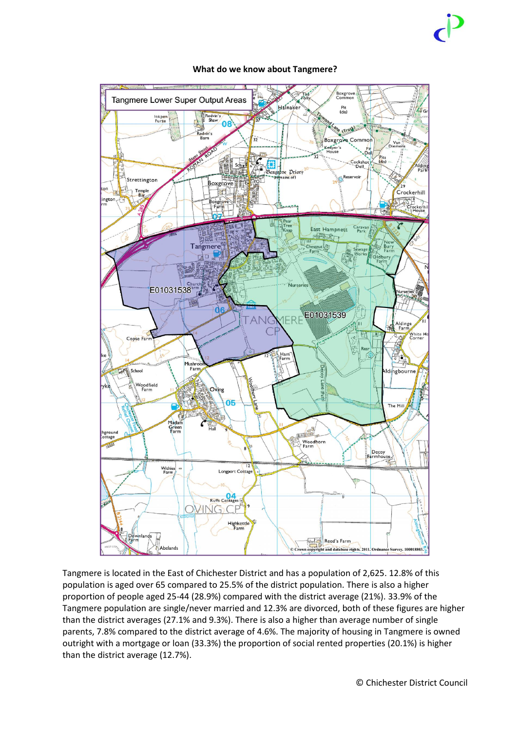**What do we know about Tangmere?**

Tangmere is located in the East of Chichester District and has a population of 2,625. 12.8% of this population is aged over 65 compared to 25.5% of the district population. There is also a higher proportion of people aged 25-44 (28.9%) compared with the district average (21%). 33.9% of the Tangmere population are single/never married and 12.3% are divorced, both of these figures are higher than the district averages (27.1% and 9.3%). There is also a higher than average number of single parents, 7.8% compared to the district average of 4.6%. The majority of housing in Tangmere is owned outright with a mortgage or loan (33.3%) the proportion of social rented properties (20.1%) is higher than the district average (12.7%).

© Chichester District Council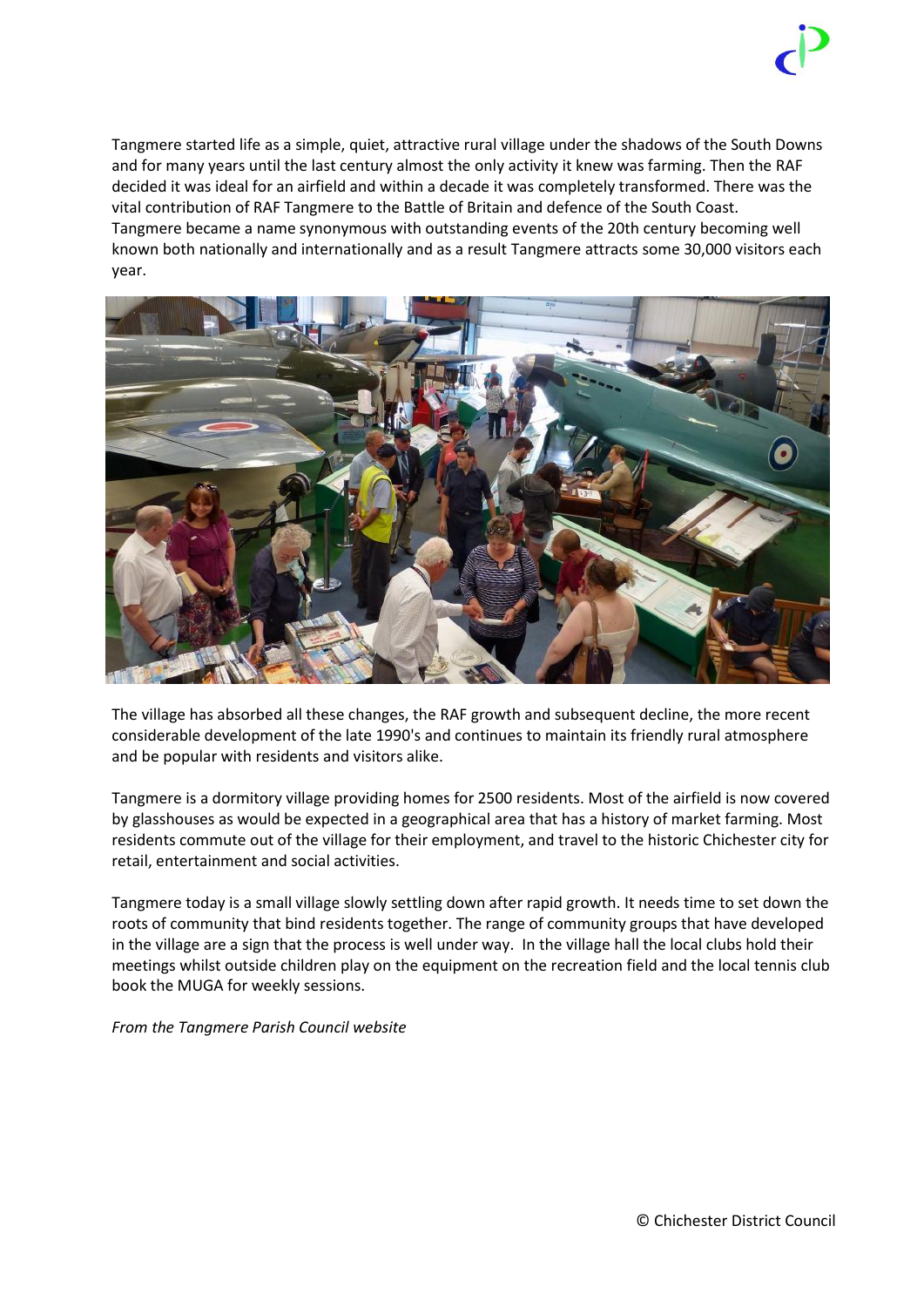Tangmere started life as a simple, quiet, attractive rural village under the shadows of the South Downs and for many years until the last century almost the only activity it knew was farming. Then the RAF decided it was ideal for an airfield and within a decade it was completely transformed. There was the vital contribution of RAF Tangmere to the Battle of Britain and defence of the South Coast. Tangmere became a name synonymous with outstanding events of the 20th century becoming well known both nationally and internationally and as a result Tangmere attracts some 30,000 visitors each year.

The village has absorbed all these changes, the RAF growth and subsequent decline, the more recent considerable development of the late 1990's and continues to maintain its friendly rural atmosphere and be popular with residents and visitors alike.

Tangmere is a dormitory village providing homes for 2500 residents. Most of the airfield is now covered by glasshouses as would be expected in a geographical area that has a history of market farming. Most residents commute out of the village for their employment, and travel to the historic Chichester city for retail, entertainment and social activities.

Tangmere today is a small village slowly settling down after rapid growth. It needs time to set down the roots of community that bind residents together. The range of community groups that have developed in the village are a sign that the process is well under way. In the village hall the local clubs hold their meetings whilst outside children play on the equipment on the recreation field and the local tennis club book the MUGA for weekly sessions.

*From the Tangmere Parish Council website*

© Chichester District Council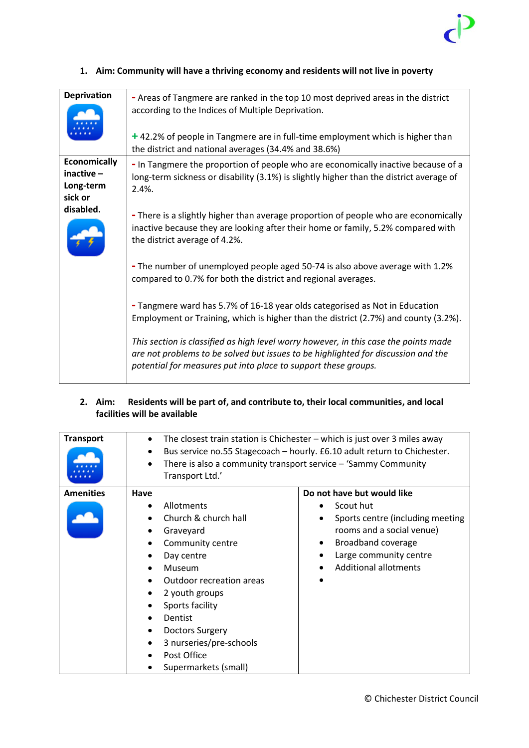1. **Aim: Community will have a thriving economy and residents will not live in poverty**

| Deprivation | |
|---|---|
| **Deprivation** | - Areas of Tangmere are ranked in the top 10 most deprived areas in the district according to the Indices of Multiple Deprivation.<br><br>+ 42.2% of people in Tangmere are in full-time employment which is higher than the district and national averages (34.4% and 38.6%) |
| **Economically inactive – Long-term sick or disabled.** | - In Tangmere the proportion of people who are economically inactive because of a long-term sickness or disability (3.1%) is slightly higher than the district average of 2.4%.<br><br>- There is a slightly higher than average proportion of people who are economically inactive because they are looking after their home or family, 5.2% compared with the district average of 4.2%.<br><br>- The number of unemployed people aged 50-74 is also above average with 1.2% compared to 0.7% for both the district and regional averages.<br><br>- Tangmere ward has 5.7% of 16-18 year olds categorised as Not in Education Employment or Training, which is higher than the district (2.7%) and county (3.2%).<br><br>*This section is classified as high level worry however, in this case the points made are not problems to be solved but issues to be highlighted for discussion and the potential for measures put into place to support these groups.* |

2. **Aim: Residents will be part of, and contribute to, their local communities, and local facilities will be available**

| Transport | | |
|---|---|---|
| **Transport** | • The closest train station is Chichester – which is just over 3 miles away<br>• Bus service no.55 Stagecoach – hourly. £6.10 adult return to Chichester.<br>• There is also a community transport service – 'Sammy Community Transport Ltd.' | |
| **Amenities** | **Have**<br>• Allotments<br>• Church & church hall<br>• Graveyard<br>• Community centre<br>• Day centre<br>• Museum<br>• Outdoor recreation areas<br>• 2 youth groups<br>• Sports facility<br>• Dentist<br>• Doctors Surgery<br>• 3 nurseries/pre-schools<br>• Post Office<br>• Supermarkets (small) | **Do not have but would like**<br>• Scout hut<br>• Sports centre (including meeting rooms and a social venue)<br>• Broadband coverage<br>• Large community centre<br>• Additional allotments<br>• |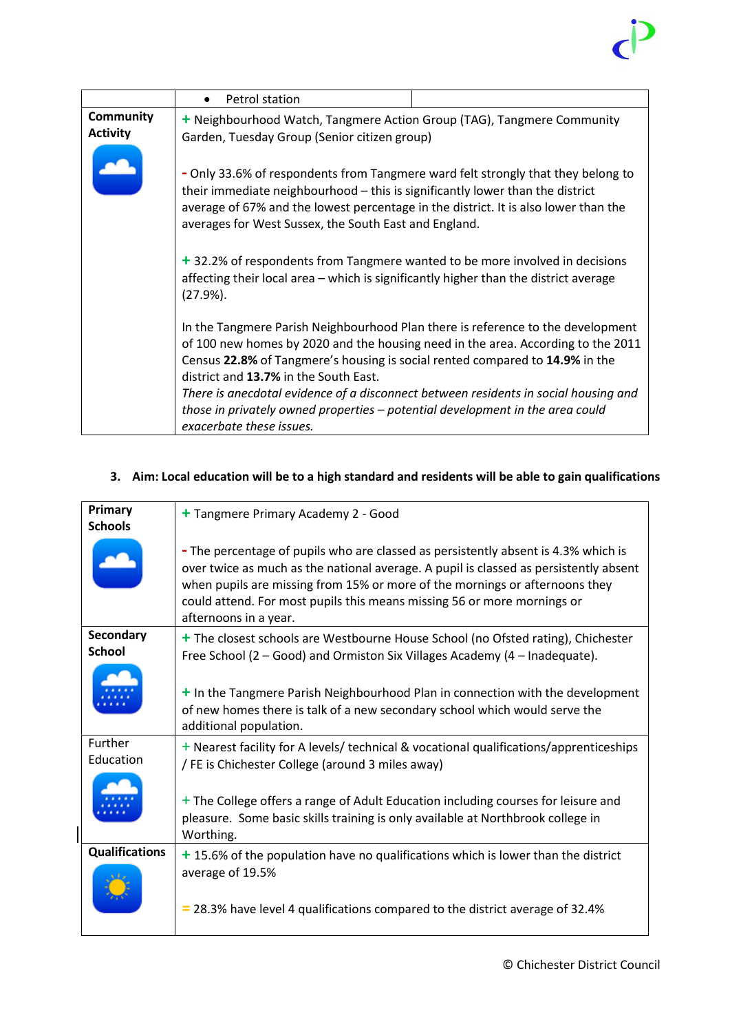| | | |
|---|---|---|
| | • Petrol station | |
| **Community Activity** | + Neighbourhood Watch, Tangmere Action Group (TAG), Tangmere Community Garden, Tuesday Group (Senior citizen group)<br><br>- Only 33.6% of respondents from Tangmere ward felt strongly that they belong to their immediate neighbourhood – this is significantly lower than the district average of 67% and the lowest percentage in the district. It is also lower than the averages for West Sussex, the South East and England.<br><br>+ 32.2% of respondents from Tangmere wanted to be more involved in decisions affecting their local area – which is significantly higher than the district average (27.9%).<br><br>In the Tangmere Parish Neighbourhood Plan there is reference to the development of 100 new homes by 2020 and the housing need in the area. According to the 2011 Census **22.8%** of Tangmere's housing is social rented compared to **14.9%** in the district and **13.7%** in the South East.<br>*There is anecdotal evidence of a disconnect between residents in social housing and those in privately owned properties – potential development in the area could exacerbate these issues.* | |

### 3. Aim: Local education will be to a high standard and residents will be able to gain qualifications

| | |
|---|---|
| **Primary Schools** | + Tangmere Primary Academy 2 - Good<br><br>- The percentage of pupils who are classed as persistently absent is 4.3% which is over twice as much as the national average. A pupil is classed as persistently absent when pupils are missing from 15% or more of the mornings or afternoons they could attend. For most pupils this means missing 56 or more mornings or afternoons in a year. |
| **Secondary School** | + The closest schools are Westbourne House School (no Ofsted rating), Chichester Free School (2 – Good) and Ormiston Six Villages Academy (4 – Inadequate).<br><br>+ In the Tangmere Parish Neighbourhood Plan in connection with the development of new homes there is talk of a new secondary school which would serve the additional population. |
| Further Education | + Nearest facility for A levels/ technical & vocational qualifications/apprenticeships / FE is Chichester College (around 3 miles away)<br><br>+ The College offers a range of Adult Education including courses for leisure and pleasure. Some basic skills training is only available at Northbrook college in Worthing. |
| **Qualifications** | + 15.6% of the population have no qualifications which is lower than the district average of 19.5%<br><br>= 28.3% have level 4 qualifications compared to the district average of 32.4% |

© Chichester District Council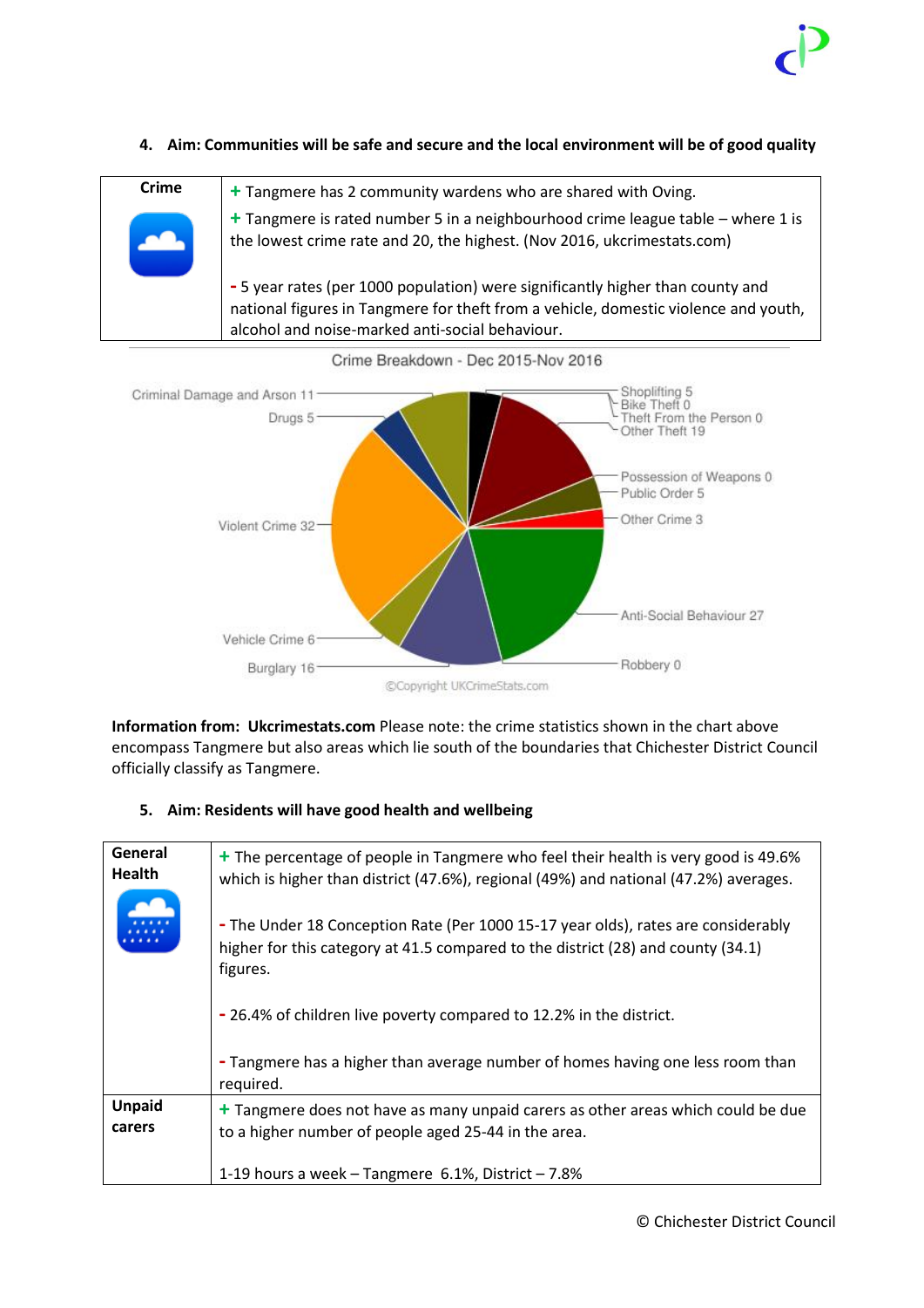4. **Aim: Communities will be safe and secure and the local environment will be of good quality**

| Crime | |
|---|---|
| | + Tangmere has 2 community wardens who are shared with Oving.<br>+ Tangmere is rated number 5 in a neighbourhood crime league table – where 1 is the lowest crime rate and 20, the highest. (Nov 2016, ukcrimestats.com)<br><br>- 5 year rates (per 1000 population) were significantly higher than county and national figures in Tangmere for theft from a vehicle, domestic violence and youth, alcohol and noise-marked anti-social behaviour. |

Crime Breakdown - Dec 2015-Nov 2016

Criminal Damage and Arson 11
Drugs 5
Violent Crime 32
Vehicle Crime 6
Burglary 16
Shoplifting 5
Bike Theft 0
Theft From the Person 0
Other Theft 19
Possession of Weapons 0
Public Order 5
Other Crime 3
Anti-Social Behaviour 27
Robbery 0

©Copyright UKCrimeStats.com

**Information from: Ukcrimestats.com** Please note: the crime statistics shown in the chart above encompass Tangmere but also areas which lie south of the boundaries that Chichester District Council officially classify as Tangmere.

5. **Aim: Residents will have good health and wellbeing**

| **General Health** | + The percentage of people in Tangmere who feel their health is very good is 49.6% which is higher than district (47.6%), regional (49%) and national (47.2%) averages.<br><br>- The Under 18 Conception Rate (Per 1000 15-17 year olds), rates are considerably higher for this category at 41.5 compared to the district (28) and county (34.1) figures.<br><br>- 26.4% of children live poverty compared to 12.2% in the district.<br><br>- Tangmere has a higher than average number of homes having one less room than required. |
|---|---|
| **Unpaid carers** | + Tangmere does not have as many unpaid carers as other areas which could be due to a higher number of people aged 25-44 in the area.<br><br>1-19 hours a week – Tangmere 6.1%, District – 7.8% |

© Chichester District Council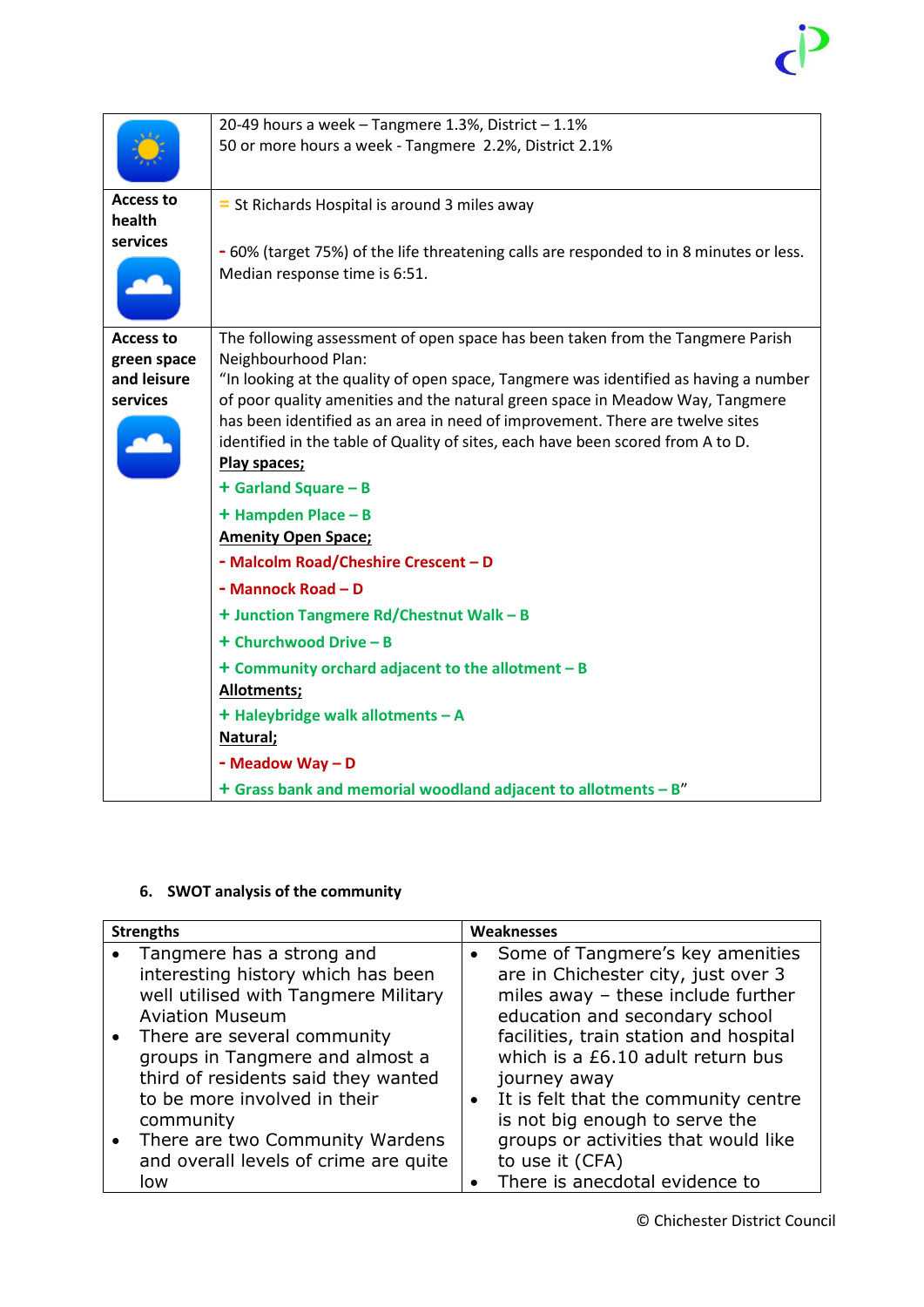| | |
|---|---|
| | 20-49 hours a week – Tangmere 1.3%, District – 1.1%<br>50 or more hours a week - Tangmere 2.2%, District 2.1% |
| **Access to health services** | = St Richards Hospital is around 3 miles away<br><br>- 60% (target 75%) of the life threatening calls are responded to in 8 minutes or less. Median response time is 6:51. |
| **Access to green space and leisure services** | The following assessment of open space has been taken from the Tangmere Parish Neighbourhood Plan:<br>"In looking at the quality of open space, Tangmere was identified as having a number of poor quality amenities and the natural green space in Meadow Way, Tangmere has been identified as an area in need of improvement. There are twelve sites identified in the table of Quality of sites, each have been scored from A to D.<br>**Play spaces;**<br>**+ Garland Square – B**<br>**+ Hampden Place – B**<br>**Amenity Open Space;**<br>**- Malcolm Road/Cheshire Crescent – D**<br>**- Mannock Road – D**<br>**+ Junction Tangmere Rd/Chestnut Walk – B**<br>**+ Churchwood Drive – B**<br>**+ Community orchard adjacent to the allotment – B**<br>**Allotments;**<br>**+ Haleybridge walk allotments – A**<br>**Natural;**<br>**- Meadow Way – D**<br>**+ Grass bank and memorial woodland adjacent to allotments – B**" |

## 6. SWOT analysis of the community

| Strengths | Weaknesses |
|---|---|
| • Tangmere has a strong and interesting history which has been well utilised with Tangmere Military Aviation Museum<br>• There are several community groups in Tangmere and almost a third of residents said they wanted to be more involved in their community<br>• There are two Community Wardens and overall levels of crime are quite low | • Some of Tangmere's key amenities are in Chichester city, just over 3 miles away – these include further education and secondary school facilities, train station and hospital which is a £6.10 adult return bus journey away<br>• It is felt that the community centre is not big enough to serve the groups or activities that would like to use it (CFA)<br>• There is anecdotal evidence to |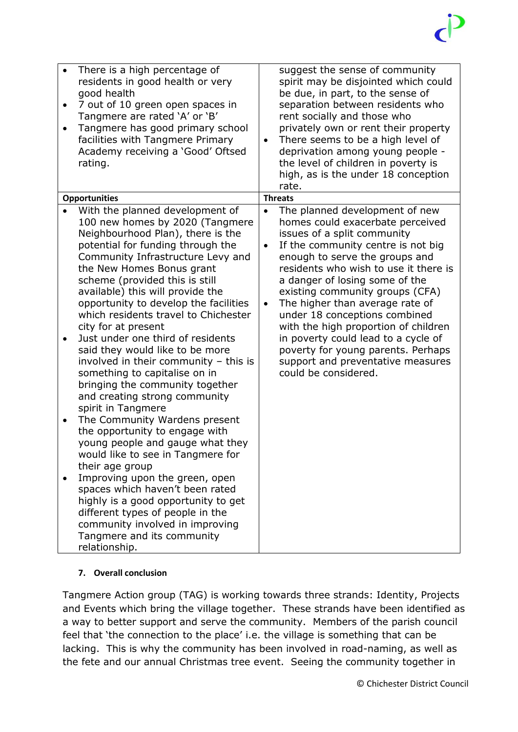| | |
|---|---|
| • There is a high percentage of residents in good health or very good health<br>• 7 out of 10 green open spaces in Tangmere are rated 'A' or 'B'<br>• Tangmere has good primary school facilities with Tangmere Primary Academy receiving a 'Good' Oftsed rating. | suggest the sense of community spirit may be disjointed which could be due, in part, to the sense of separation between residents who rent socially and those who privately own or rent their property<br>• There seems to be a high level of deprivation among young people - the level of children in poverty is high, as is the under 18 conception rate. |
| **Opportunities** | **Threats** |
| • With the planned development of 100 new homes by 2020 (Tangmere Neighbourhood Plan), there is the potential for funding through the Community Infrastructure Levy and the New Homes Bonus grant scheme (provided this is still available) this will provide the opportunity to develop the facilities which residents travel to Chichester city for at present<br>• Just under one third of residents said they would like to be more involved in their community – this is something to capitalise on in bringing the community together and creating strong community spirit in Tangmere<br>• The Community Wardens present the opportunity to engage with young people and gauge what they would like to see in Tangmere for their age group<br>• Improving upon the green, open spaces which haven't been rated highly is a good opportunity to get different types of people in the community involved in improving Tangmere and its community relationship. | • The planned development of new homes could exacerbate perceived issues of a split community<br>• If the community centre is not big enough to serve the groups and residents who wish to use it there is a danger of losing some of the existing community groups (CFA)<br>• The higher than average rate of under 18 conceptions combined with the high proportion of children in poverty could lead to a cycle of poverty for young parents. Perhaps support and preventative measures could be considered. |

#### 7. Overall conclusion

Tangmere Action group (TAG) is working towards three strands: Identity, Projects and Events which bring the village together. These strands have been identified as a way to better support and serve the community. Members of the parish council feel that 'the connection to the place' i.e. the village is something that can be lacking. This is why the community has been involved in road-naming, as well as the fete and our annual Christmas tree event. Seeing the community together in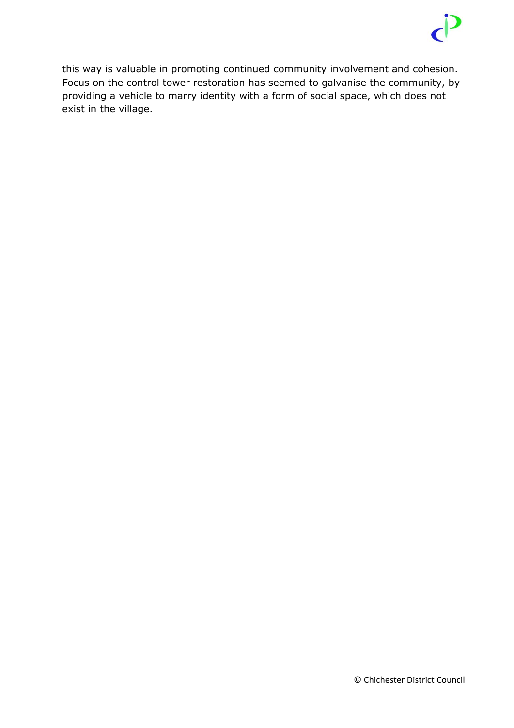this way is valuable in promoting continued community involvement and cohesion. Focus on the control tower restoration has seemed to galvanise the community, by providing a vehicle to marry identity with a form of social space, which does not exist in the village.